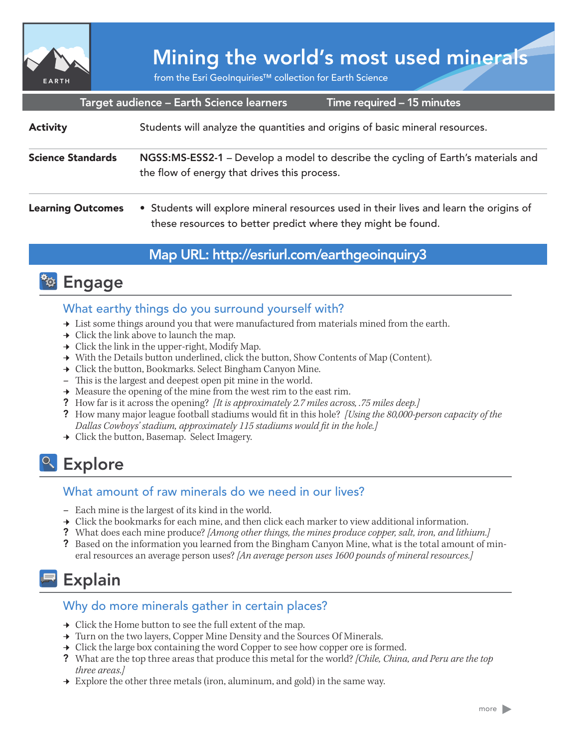# Mining the world's most used minerals

from the Esri GeoInquiries™ collection for Earth Science

**Target audience – Earth Science learners** | **Time required – 15 minutes**

**Activity** Students will analyze the quantities and origins of basic mineral resources.

**Science Standards** **NGSS:MS-ESS2-1** – Develop a model to describe the cycling of Earth's materials and the flow of energy that drives this process.

**Learning Outcomes**

- Students will explore mineral resources used in their lives and learn the origins of these resources to better predict where they might be found.

**Map URL: http://esriurl.com/earthgeoinquiry3**

## Engage

### What earthy things do you surround yourself with?

→ List some things around you that were manufactured from materials mined from the earth.
→ Click the link above to launch the map.
→ Click the link in the upper-right, Modify Map.
→ With the Details button underlined, click the button, Show Contents of Map (Content).
→ Click the button, Bookmarks. Select Bingham Canyon Mine.
– This is the largest and deepest open pit mine in the world.
→ Measure the opening of the mine from the west rim to the east rim.
? How far is it across the opening? *[It is approximately 2.7 miles across, .75 miles deep.]*
? How many major league football stadiums would fit in this hole? *[Using the 80,000-person capacity of the Dallas Cowboys' stadium, approximately 115 stadiums would fit in the hole.]*
→ Click the button, Basemap. Select Imagery.

## Explore

### What amount of raw minerals do we need in our lives?

– Each mine is the largest of its kind in the world.
→ Click the bookmarks for each mine, and then click each marker to view additional information.
? What does each mine produce? *[Among other things, the mines produce copper, salt, iron, and lithium.]*
? Based on the information you learned from the Bingham Canyon Mine, what is the total amount of mineral resources an average person uses? *[An average person uses 1600 pounds of mineral resources.]*

## Explain

### Why do more minerals gather in certain places?

→ Click the Home button to see the full extent of the map.
→ Turn on the two layers, Copper Mine Density and the Sources Of Minerals.
→ Click the large box containing the word Copper to see how copper ore is formed.
? What are the top three areas that produce this metal for the world? *[Chile, China, and Peru are the top three areas.]*
→ Explore the other three metals (iron, aluminum, and gold) in the same way.

more ▶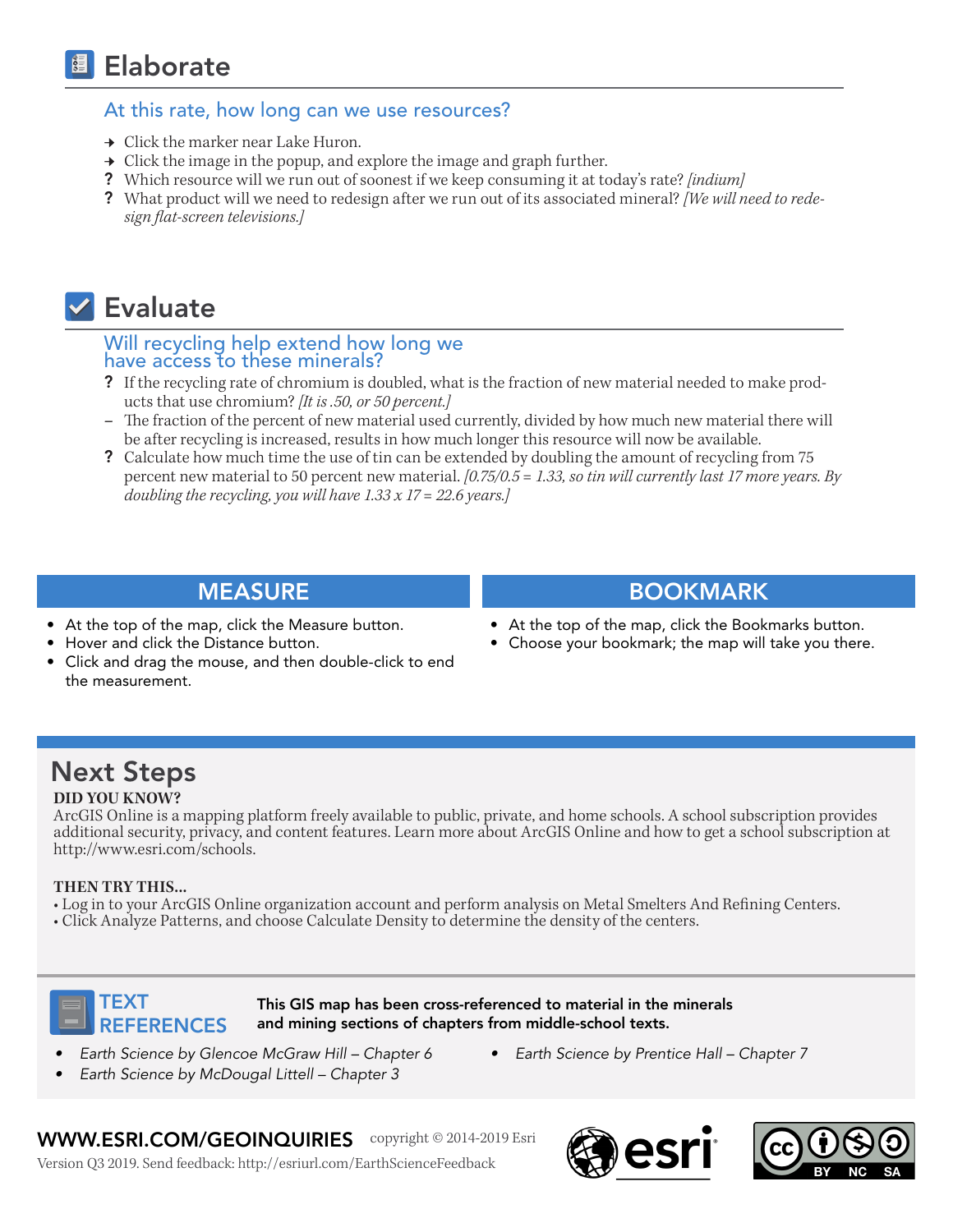## Elaborate

### At this rate, how long can we use resources?

- → Click the marker near Lake Huron.
- → Click the image in the popup, and explore the image and graph further.
- **?** Which resource will we run out of soonest if we keep consuming it at today's rate? *[indium]*
- **?** What product will we need to redesign after we run out of its associated mineral? *[We will need to redesign flat-screen televisions.]*

## Evaluate

### Will recycling help extend how long we have access to these minerals?

- **?** If the recycling rate of chromium is doubled, what is the fraction of new material needed to make products that use chromium? *[It is .50, or 50 percent.]*
- – The fraction of the percent of new material used currently, divided by how much new material there will be after recycling is increased, results in how much longer this resource will now be available.
- **?** Calculate how much time the use of tin can be extended by doubling the amount of recycling from 75 percent new material to 50 percent new material. *[0.75/0.5 = 1.33, so tin will currently last 17 more years. By doubling the recycling, you will have 1.33 x 17 = 22.6 years.]*

## MEASURE

- At the top of the map, click the Measure button.
- Hover and click the Distance button.
- Click and drag the mouse, and then double-click to end the measurement.

## BOOKMARK

- At the top of the map, click the Bookmarks button.
- Choose your bookmark; the map will take you there.

## Next Steps

**DID YOU KNOW?**

ArcGIS Online is a mapping platform freely available to public, private, and home schools. A school subscription provides additional security, privacy, and content features. Learn more about ArcGIS Online and how to get a school subscription at http://www.esri.com/schools.

**THEN TRY THIS...**

- Log in to your ArcGIS Online organization account and perform analysis on Metal Smelters And Refining Centers.
- Click Analyze Patterns, and choose Calculate Density to determine the density of the centers.

## TEXT REFERENCES

**This GIS map has been cross-referenced to material in the minerals and mining sections of chapters from middle-school texts.**

- *Earth Science by Glencoe McGraw Hill – Chapter 6*
- *Earth Science by McDougal Littell – Chapter 3*
- *Earth Science by Prentice Hall – Chapter 7*

**WWW.ESRI.COM/GEOINQUIRIES** copyright © 2014-2019 Esri

Version Q3 2019. Send feedback: http://esriurl.com/EarthScienceFeedback